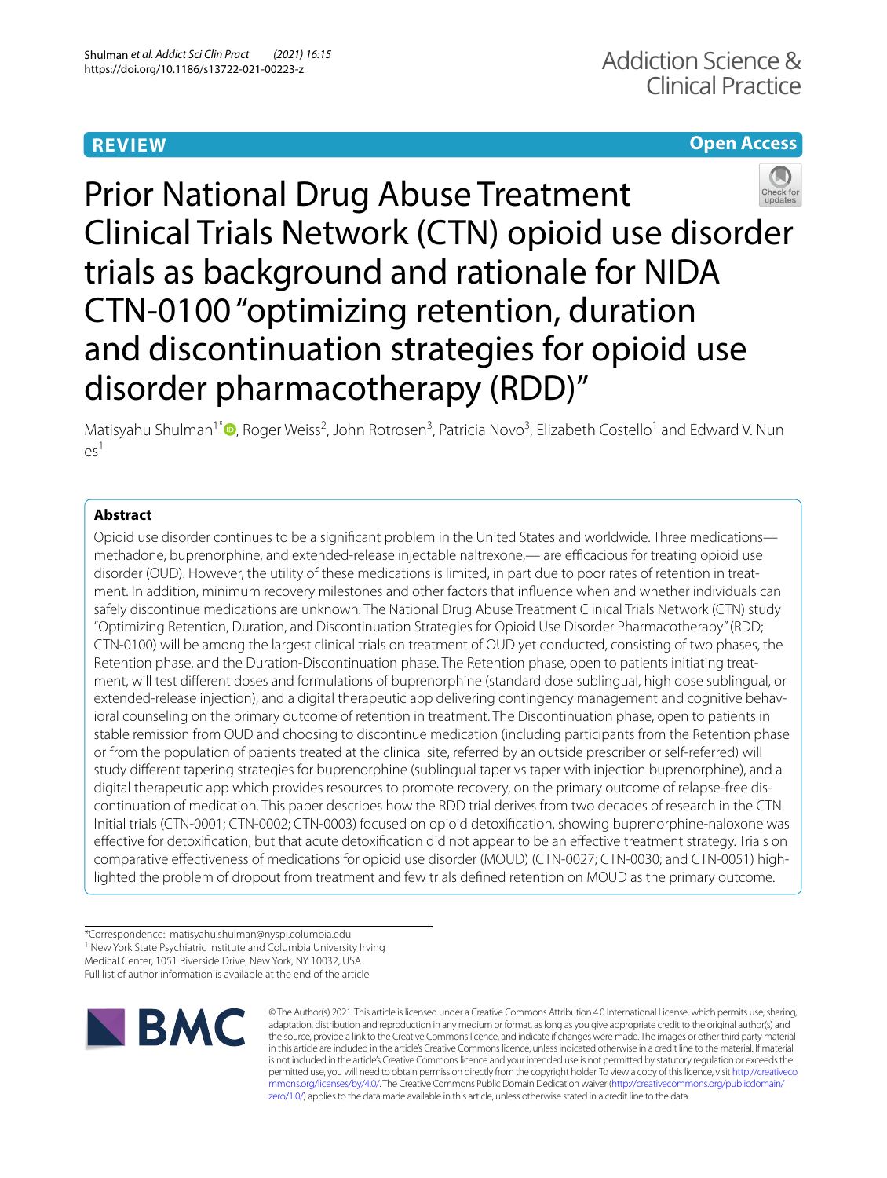REVIEW

Open Access

# Prior National Drug Abuse Treatment Clinical Trials Network (CTN) opioid use disorder trials as background and rationale for NIDA CTN-0100 "optimizing retention, duration and discontinuation strategies for opioid use disorder pharmacotherapy (RDD)"

Matisyahu Shulman[1*], Roger Weiss[2], John Rotrosen[3], Patricia Novo[3], Elizabeth Costello[1] and Edward V. Nunes[1]

## Abstract

Opioid use disorder continues to be a significant problem in the United States and worldwide. Three medications—methadone, buprenorphine, and extended-release injectable naltrexone,— are efficacious for treating opioid use disorder (OUD). However, the utility of these medications is limited, in part due to poor rates of retention in treatment. In addition, minimum recovery milestones and other factors that influence when and whether individuals can safely discontinue medications are unknown. The National Drug Abuse Treatment Clinical Trials Network (CTN) study "Optimizing Retention, Duration, and Discontinuation Strategies for Opioid Use Disorder Pharmacotherapy" (RDD; CTN-0100) will be among the largest clinical trials on treatment of OUD yet conducted, consisting of two phases, the Retention phase, and the Duration-Discontinuation phase. The Retention phase, open to patients initiating treatment, will test different doses and formulations of buprenorphine (standard dose sublingual, high dose sublingual, or extended-release injection), and a digital therapeutic app delivering contingency management and cognitive behavioral counseling on the primary outcome of retention in treatment. The Discontinuation phase, open to patients in stable remission from OUD and choosing to discontinue medication (including participants from the Retention phase or from the population of patients treated at the clinical site, referred by an outside prescriber or self-referred) will study different tapering strategies for buprenorphine (sublingual taper vs taper with injection buprenorphine), and a digital therapeutic app which provides resources to promote recovery, on the primary outcome of relapse-free discontinuation of medication. This paper describes how the RDD trial derives from two decades of research in the CTN. Initial trials (CTN-0001; CTN-0002; CTN-0003) focused on opioid detoxification, showing buprenorphine-naloxone was effective for detoxification, but that acute detoxification did not appear to be an effective treatment strategy. Trials on comparative effectiveness of medications for opioid use disorder (MOUD) (CTN-0027; CTN-0030; and CTN-0051) highlighted the problem of dropout from treatment and few trials defined retention on MOUD as the primary outcome.

*Correspondence: matisyahu.shulman@nyspi.columbia.edu

[1] New York State Psychiatric Institute and Columbia University Irving Medical Center, 1051 Riverside Drive, New York, NY 10032, USA

Full list of author information is available at the end of the article

© The Author(s) 2021. This article is licensed under a Creative Commons Attribution 4.0 International License, which permits use, sharing, adaptation, distribution and reproduction in any medium or format, as long as you give appropriate credit to the original author(s) and the source, provide a link to the Creative Commons licence, and indicate if changes were made. The images or other third party material in this article are included in the article's Creative Commons licence, unless indicated otherwise in a credit line to the material. If material is not included in the article's Creative Commons licence and your intended use is not permitted by statutory regulation or exceeds the permitted use, you will need to obtain permission directly from the copyright holder. To view a copy of this licence, visit http://creativecommons.org/licenses/by/4.0/. The Creative Commons Public Domain Dedication waiver (http://creativecommons.org/publicdomain/zero/1.0/) applies to the data made available in this article, unless otherwise stated in a credit line to the data.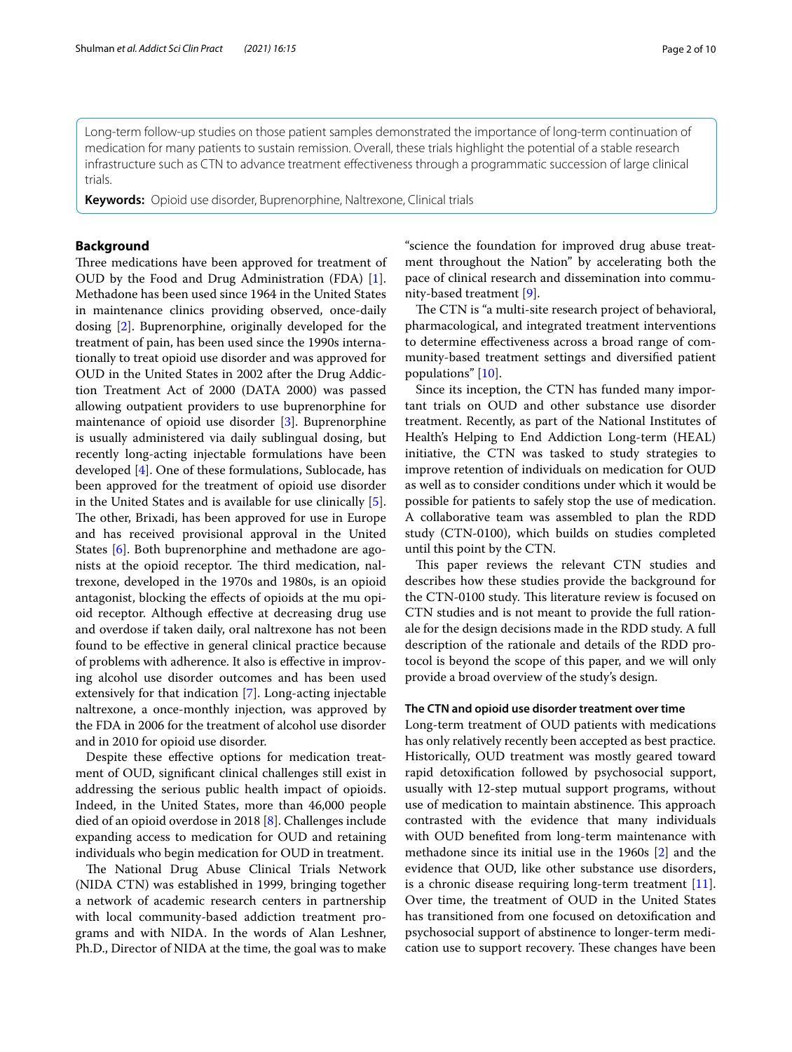Long-term follow-up studies on those patient samples demonstrated the importance of long-term continuation of medication for many patients to sustain remission. Overall, these trials highlight the potential of a stable research infrastructure such as CTN to advance treatment effectiveness through a programmatic succession of large clinical trials.

**Keywords:** Opioid use disorder, Buprenorphine, Naltrexone, Clinical trials

## Background

Three medications have been approved for treatment of OUD by the Food and Drug Administration (FDA) [1]. Methadone has been used since 1964 in the United States in maintenance clinics providing observed, once-daily dosing [2]. Buprenorphine, originally developed for the treatment of pain, has been used since the 1990s internationally to treat opioid use disorder and was approved for OUD in the United States in 2002 after the Drug Addiction Treatment Act of 2000 (DATA 2000) was passed allowing outpatient providers to use buprenorphine for maintenance of opioid use disorder [3]. Buprenorphine is usually administered via daily sublingual dosing, but recently long-acting injectable formulations have been developed [4]. One of these formulations, Sublocade, has been approved for the treatment of opioid use disorder in the United States and is available for use clinically [5]. The other, Brixadi, has been approved for use in Europe and has received provisional approval in the United States [6]. Both buprenorphine and methadone are agonists at the opioid receptor. The third medication, naltrexone, developed in the 1970s and 1980s, is an opioid antagonist, blocking the effects of opioids at the mu opioid receptor. Although effective at decreasing drug use and overdose if taken daily, oral naltrexone has not been found to be effective in general clinical practice because of problems with adherence. It also is effective in improving alcohol use disorder outcomes and has been used extensively for that indication [7]. Long-acting injectable naltrexone, a once-monthly injection, was approved by the FDA in 2006 for the treatment of alcohol use disorder and in 2010 for opioid use disorder.

Despite these effective options for medication treatment of OUD, significant clinical challenges still exist in addressing the serious public health impact of opioids. Indeed, in the United States, more than 46,000 people died of an opioid overdose in 2018 [8]. Challenges include expanding access to medication for OUD and retaining individuals who begin medication for OUD in treatment.

The National Drug Abuse Clinical Trials Network (NIDA CTN) was established in 1999, bringing together a network of academic research centers in partnership with local community-based addiction treatment programs and with NIDA. In the words of Alan Leshner, Ph.D., Director of NIDA at the time, the goal was to make "science the foundation for improved drug abuse treatment throughout the Nation" by accelerating both the pace of clinical research and dissemination into community-based treatment [9].

The CTN is "a multi-site research project of behavioral, pharmacological, and integrated treatment interventions to determine effectiveness across a broad range of community-based treatment settings and diversified patient populations" [10].

Since its inception, the CTN has funded many important trials on OUD and other substance use disorder treatment. Recently, as part of the National Institutes of Health's Helping to End Addiction Long-term (HEAL) initiative, the CTN was tasked to study strategies to improve retention of individuals on medication for OUD as well as to consider conditions under which it would be possible for patients to safely stop the use of medication. A collaborative team was assembled to plan the RDD study (CTN-0100), which builds on studies completed until this point by the CTN.

This paper reviews the relevant CTN studies and describes how these studies provide the background for the CTN-0100 study. This literature review is focused on CTN studies and is not meant to provide the full rationale for the design decisions made in the RDD study. A full description of the rationale and details of the RDD protocol is beyond the scope of this paper, and we will only provide a broad overview of the study's design.

### The CTN and opioid use disorder treatment over time

Long-term treatment of OUD patients with medications has only relatively recently been accepted as best practice. Historically, OUD treatment was mostly geared toward rapid detoxification followed by psychosocial support, usually with 12-step mutual support programs, without use of medication to maintain abstinence. This approach contrasted with the evidence that many individuals with OUD benefited from long-term maintenance with methadone since its initial use in the 1960s [2] and the evidence that OUD, like other substance use disorders, is a chronic disease requiring long-term treatment [11]. Over time, the treatment of OUD in the United States has transitioned from one focused on detoxification and psychosocial support of abstinence to longer-term medication use to support recovery. These changes have been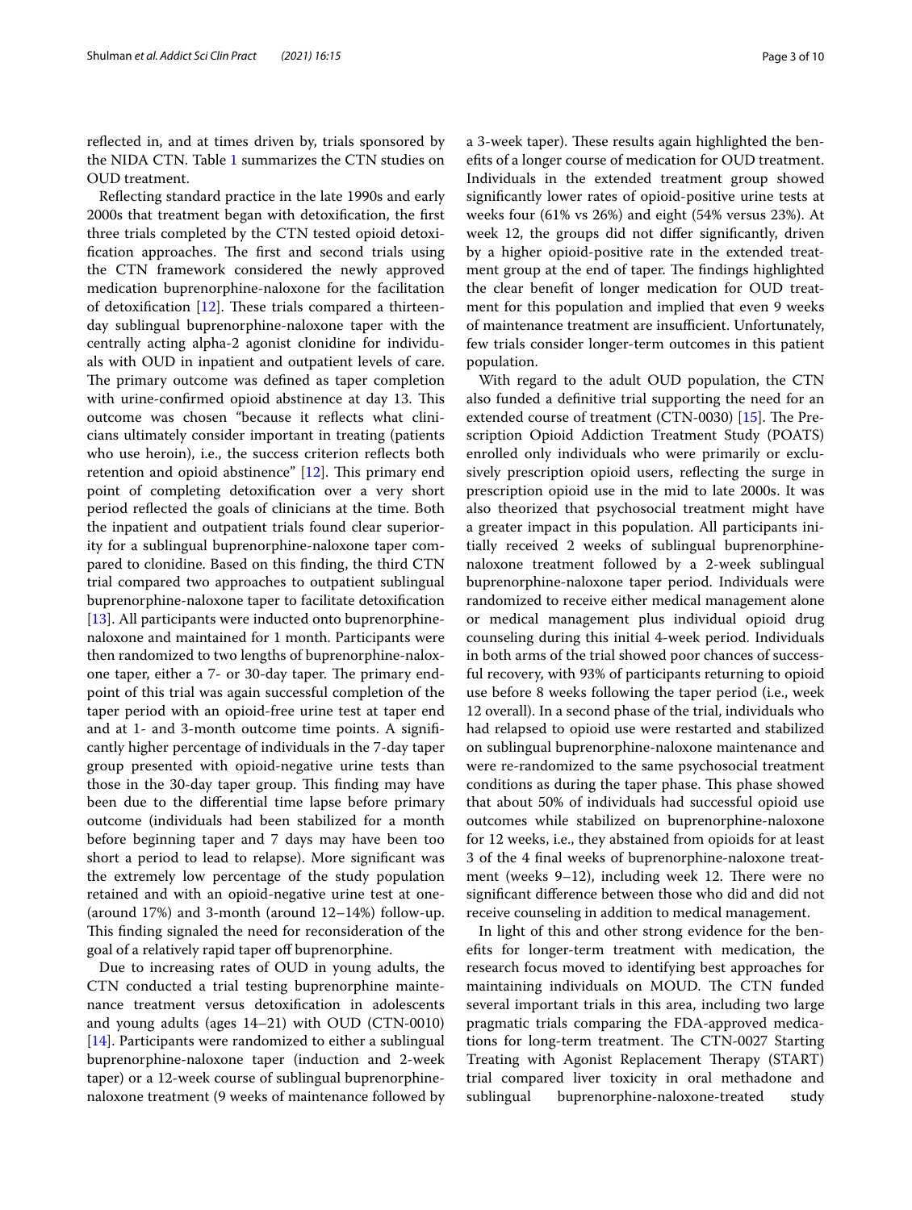reflected in, and at times driven by, trials sponsored by the NIDA CTN. Table 1 summarizes the CTN studies on OUD treatment.

Reflecting standard practice in the late 1990s and early 2000s that treatment began with detoxification, the first three trials completed by the CTN tested opioid detoxification approaches. The first and second trials using the CTN framework considered the newly approved medication buprenorphine-naloxone for the facilitation of detoxification [12]. These trials compared a thirteen-day sublingual buprenorphine-naloxone taper with the centrally acting alpha-2 agonist clonidine for individuals with OUD in inpatient and outpatient levels of care. The primary outcome was defined as taper completion with urine-confirmed opioid abstinence at day 13. This outcome was chosen "because it reflects what clinicians ultimately consider important in treating (patients who use heroin), i.e., the success criterion reflects both retention and opioid abstinence" [12]. This primary end point of completing detoxification over a very short period reflected the goals of clinicians at the time. Both the inpatient and outpatient trials found clear superiority for a sublingual buprenorphine-naloxone taper compared to clonidine. Based on this finding, the third CTN trial compared two approaches to outpatient sublingual buprenorphine-naloxone taper to facilitate detoxification [13]. All participants were inducted onto buprenorphine-naloxone and maintained for 1 month. Participants were then randomized to two lengths of buprenorphine-naloxone taper, either a 7- or 30-day taper. The primary endpoint of this trial was again successful completion of the taper period with an opioid-free urine test at taper end and at 1- and 3-month outcome time points. A significantly higher percentage of individuals in the 7-day taper group presented with opioid-negative urine tests than those in the 30-day taper group. This finding may have been due to the differential time lapse before primary outcome (individuals had been stabilized for a month before beginning taper and 7 days may have been too short a period to lead to relapse). More significant was the extremely low percentage of the study population retained and with an opioid-negative urine test at one- (around 17%) and 3-month (around 12–14%) follow-up. This finding signaled the need for reconsideration of the goal of a relatively rapid taper off buprenorphine.

Due to increasing rates of OUD in young adults, the CTN conducted a trial testing buprenorphine maintenance treatment versus detoxification in adolescents and young adults (ages 14–21) with OUD (CTN-0010) [14]. Participants were randomized to either a sublingual buprenorphine-naloxone taper (induction and 2-week taper) or a 12-week course of sublingual buprenorphine-naloxone treatment (9 weeks of maintenance followed by a 3-week taper). These results again highlighted the benefits of a longer course of medication for OUD treatment. Individuals in the extended treatment group showed significantly lower rates of opioid-positive urine tests at weeks four (61% vs 26%) and eight (54% versus 23%). At week 12, the groups did not differ significantly, driven by a higher opioid-positive rate in the extended treatment group at the end of taper. The findings highlighted the clear benefit of longer medication for OUD treatment for this population and implied that even 9 weeks of maintenance treatment are insufficient. Unfortunately, few trials consider longer-term outcomes in this patient population.

With regard to the adult OUD population, the CTN also funded a definitive trial supporting the need for an extended course of treatment (CTN-0030) [15]. The Prescription Opioid Addiction Treatment Study (POATS) enrolled only individuals who were primarily or exclusively prescription opioid users, reflecting the surge in prescription opioid use in the mid to late 2000s. It was also theorized that psychosocial treatment might have a greater impact in this population. All participants initially received 2 weeks of sublingual buprenorphine-naloxone treatment followed by a 2-week sublingual buprenorphine-naloxone taper period. Individuals were randomized to receive either medical management alone or medical management plus individual opioid drug counseling during this initial 4-week period. Individuals in both arms of the trial showed poor chances of successful recovery, with 93% of participants returning to opioid use before 8 weeks following the taper period (i.e., week 12 overall). In a second phase of the trial, individuals who had relapsed to opioid use were restarted and stabilized on sublingual buprenorphine-naloxone maintenance and were re-randomized to the same psychosocial treatment conditions as during the taper phase. This phase showed that about 50% of individuals had successful opioid use outcomes while stabilized on buprenorphine-naloxone for 12 weeks, i.e., they abstained from opioids for at least 3 of the 4 final weeks of buprenorphine-naloxone treatment (weeks 9–12), including week 12. There were no significant difference between those who did and did not receive counseling in addition to medical management.

In light of this and other strong evidence for the benefits for longer-term treatment with medication, the research focus moved to identifying best approaches for maintaining individuals on MOUD. The CTN funded several important trials in this area, including two large pragmatic trials comparing the FDA-approved medications for long-term treatment. The CTN-0027 Starting Treating with Agonist Replacement Therapy (START) trial compared liver toxicity in oral methadone and sublingual buprenorphine-naloxone-treated study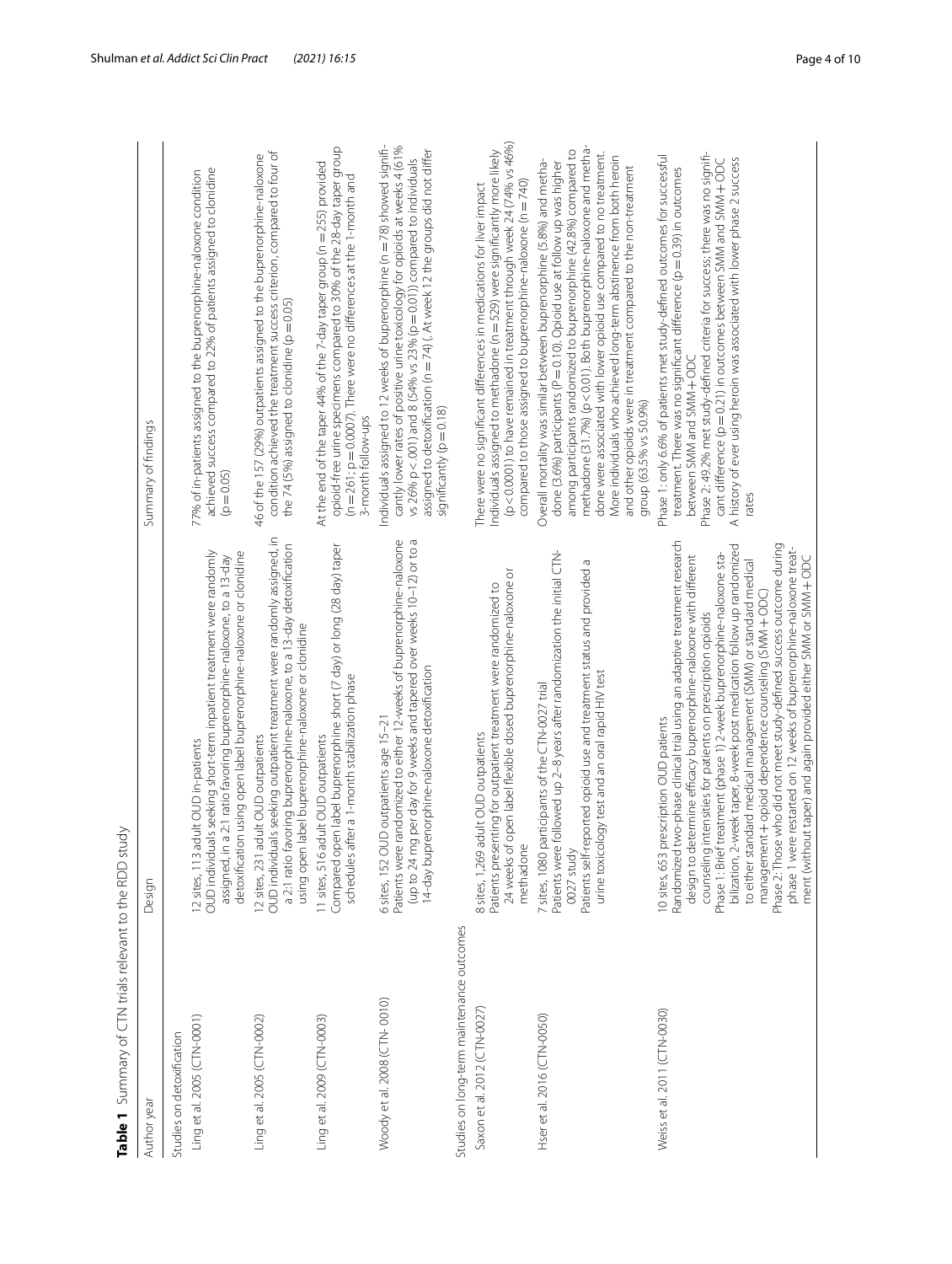**Table 1** Summary of CTN trials relevant to the RDD study

| Author year | Design | Summary of findings |
|---|---|---|
| Studies on detoxification | | |
| Ling et al. 2005 (CTN-0001) | 12 sites, 113 adult OUD in-patients<br>OUD individuals seeking short-term inpatient treatment were randomly assigned, in a 2:1 ratio favoring buprenorphine-naloxone, to a 13-day detoxification using open label buprenorphine-naloxone or clonidine | 77% of in-patients assigned to the buprenorphine-naloxone condition achieved success compared to 22% of patients assigned to clonidine ($p = 0.05$) |
| Ling et al. 2005 (CTN-0002) | 12 sites, 231 adult OUD outpatients<br>OUD individuals seeking outpatient treatment were randomly assigned, in a 2:1 ratio favoring buprenorphine-naloxone, to a 13-day detoxification using open label buprenorphine-naloxone or clonidine | 46 of the 157 (29%) outpatients assigned to the buprenorphine-naloxone condition achieved the treatment success criterion, compared to four of the 74 (5%) assigned to clonidine ($p = 0.05$) |
| Ling et al. 2009 (CTN-0003) | 11 sites, 516 adult OUD outpatients<br>Compared open label buprenorphine short (7 day) or long (28 day) taper schedules after a 1-month stabilization phase | At the end of the taper 44% of the 7-day taper group ($n = 255$) provided opioid-free urine specimens compared to 30% of the 28-day taper group ($n = 261$; $p = 0.0007$). There were no differences at the 1-month and 3-month follow-ups |
| Woody et al. 2008 (CTN-0010) | 6 sites, 152 OUD outpatients age 15–21<br>Patients were randomized to either 12-weeks of buprenorphine-naloxone (up to 24 mg per day for 9 weeks and tapered over weeks 10–12) or to a 14-day buprenorphine-naloxone detoxification | Individuals assigned to 12 weeks of buprenorphine ($n = 78$) showed significantly lower rates of positive urine toxicology for opioids at weeks 4 (61% vs 26% $p < .001$) and 8 (54% vs 23% ($p = 0.01$)) compared to individuals assigned to detoxification ($n = 74$) (. At week 12 the groups did not differ significantly ($p = 0.18$) |
| Studies on long-term maintenance outcomes | | |
| Saxon et al. 2012 (CTN-0027) | 8 sites, 1,269 adult OUD outpatients<br>Patients presenting for outpatient treatment were randomized to 24 weeks of open label flexible dosed buprenorphine-naloxone or methadone | There were no significant differences in medications for liver impact<br>Individuals assigned to methadone ($n = 529$) were significantly more likely ($p < 0.0001$) to have remained in treatment through week 24 (74% vs 46%) compared to those assigned to buprenorphine-naloxone ($n = 740$) |
| Hser et al. 2016 (CTN-0050) | 7 sites, 1080 participants of the CTN-0027 trial<br>Patients were followed up 2–8 years after randomization the initial CTN-0027 study<br>Patients self-reported opioid use and treatment status and provided a urine toxicology test and an oral rapid HIV test | Overall mortality was similar between buprenorphine (5.8%) and methadone (3.6%) participants ($P = 0.10$). Opioid use at follow up was higher among participants randomized to buprenorphine (42.8%) compared to methadone (31.7%) ($p < 0.01$). Both buprenorphine-naloxone and methadone were associated with lower opioid use compared to no treatment. More individuals who achieved long-term abstinence from both heroin and other opioids were in treatment compared to the non-treatment group (63.5% vs 50.9%) |
| Weiss et al. 2011 (CTN-0030) | 10 sites, 653 prescription OUD patients<br>Randomized two-phase clinical trial using an adaptive treatment research design to determine efficacy buprenorphine-naloxone with different counseling intensities for patients on prescription opioids<br>Phase 1: Brief treatment (phase 1) 2-week buprenorphine-naloxone stabilization, 2-week taper, 8-week post medication follow up and randomized to either standard medical management (SMM) or standard medical management + opioid dependence counseling (SMM + ODC)<br>Phase 2: Those who did not meet study-defined success outcome during phase 1 were restarted on 12 weeks of buprenorphine-naloxone treatment (without taper) and again provided either SMM or SMM + ODC | Phase 1: only 6.6% of patients met study-defined outcomes for successful treatment. There was no significant difference ($p = 0.39$) in outcomes between SMM and SMM + ODC<br>Phase 2: 49.2% met study-defined criteria for success; there was no significant difference ($p = 0.21$) in outcomes between SMM and SMM + ODC<br>A history of ever using heroin was associated with lower phase 2 success rates |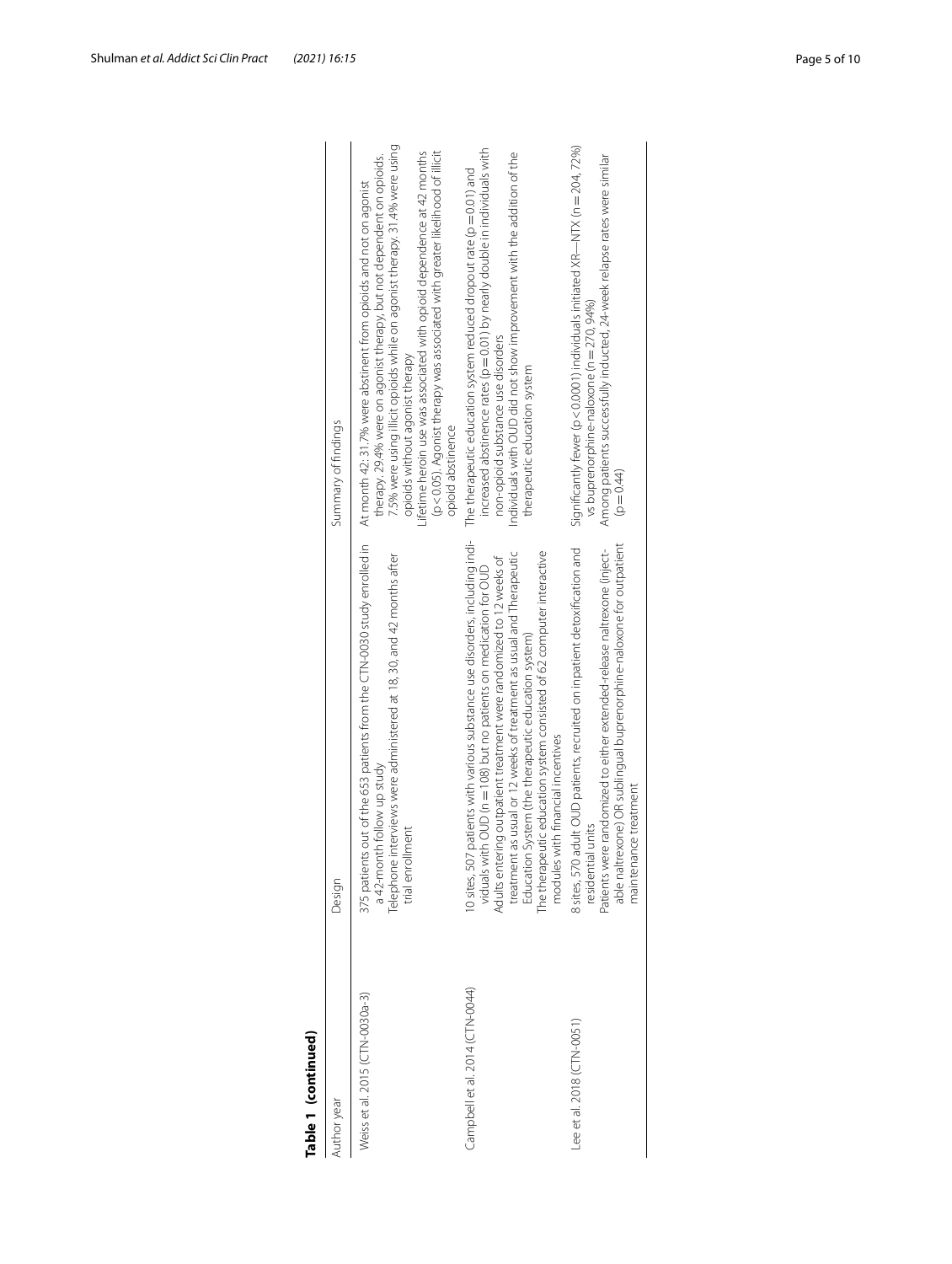**Table 1 (continued)**

| Author year | Design | Summary of findings |
|---|---|---|
| Weiss et al. 2015 (CTN-0030a-3) | 375 patients out of the 653 patients from the CTN-0030 study enrolled in a 42-month follow up study<br>Telephone interviews were administered at 18, 30, and 42 months after trial enrollment | At month 42: 31.7% were abstinent from opioids and not on agonist therapy. 29.4% were on agonist therapy, but not dependent on opioids. 7.5% were using illicit opioids while on agonist therapy. 31.4% were using opioids without agonist therapy<br>Lifetime heroin use was associated with opioid dependence at 42 months ($p < 0.05$). Agonist therapy was associated with greater likelihood of illicit opioid abstinence |
| Campbell et al. 2014 (CTN-0044) | 10 sites, 507 patients with various substance use disorders, including individuals with OUD ($n = 108$) but no patients on medication for OUD<br>Adults entering outpatient treatment were randomized to 12 weeks of treatment as usual or 12 weeks of treatment as usual and Therapeutic Education System (the therapeutic education system)<br>The therapeutic education system consisted of 62 computer interactive modules with financial incentives | The therapeutic education system reduced dropout rate ($p = 0.01$) and increased abstinence rates ($p = 0.01$) by nearly double in individuals with non-opioid substance use disorders<br>Individuals with OUD did not show improvement with the addition of the therapeutic education system |
| Lee et al. 2018 (CTN-0051) | 8 sites, 570 adult OUD patients, recruited on inpatient detoxification and residential units<br>Patients were randomized to either extended-release naltrexone (injectable naltrexone) OR sublingual buprenorphine-naloxone for outpatient maintenance treatment | Significantly fewer ($p < 0.0001$) individuals initiated XR—NTX ($n = 204$, 72%) vs buprenorphine-naloxone ($n = 270$, 94%)<br>Among patients successfully inducted, 24-week relapse rates were similar ($p = 0.44$) |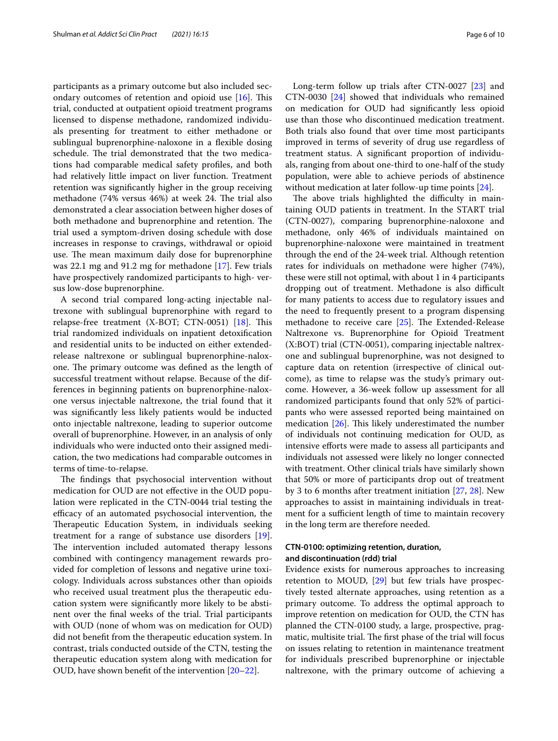participants as a primary outcome but also included secondary outcomes of retention and opioid use [16]. This trial, conducted at outpatient opioid treatment programs licensed to dispense methadone, randomized individuals presenting for treatment to either methadone or sublingual buprenorphine-naloxone in a flexible dosing schedule. The trial demonstrated that the two medications had comparable medical safety profiles, and both had relatively little impact on liver function. Treatment retention was significantly higher in the group receiving methadone (74% versus 46%) at week 24. The trial also demonstrated a clear association between higher doses of both methadone and buprenorphine and retention. The trial used a symptom-driven dosing schedule with dose increases in response to cravings, withdrawal or opioid use. The mean maximum daily dose for buprenorphine was 22.1 mg and 91.2 mg for methadone [17]. Few trials have prospectively randomized participants to high- versus low-dose buprenorphine.

A second trial compared long-acting injectable naltrexone with sublingual buprenorphine with regard to relapse-free treatment (X-BOT; CTN-0051) [18]. This trial randomized individuals on inpatient detoxification and residential units to be inducted on either extended-release naltrexone or sublingual buprenorphine-naloxone. The primary outcome was defined as the length of successful treatment without relapse. Because of the differences in beginning patients on buprenorphine-naloxone versus injectable naltrexone, the trial found that it was significantly less likely patients would be inducted onto injectable naltrexone, leading to superior outcome overall of buprenorphine. However, in an analysis of only individuals who were inducted onto their assigned medication, the two medications had comparable outcomes in terms of time-to-relapse.

The findings that psychosocial intervention without medication for OUD are not effective in the OUD population were replicated in the CTN-0044 trial testing the efficacy of an automated psychosocial intervention, the Therapeutic Education System, in individuals seeking treatment for a range of substance use disorders [19]. The intervention included automated therapy lessons combined with contingency management rewards provided for completion of lessons and negative urine toxicology. Individuals across substances other than opioids who received usual treatment plus the therapeutic education system were significantly more likely to be abstinent over the final weeks of the trial. Trial participants with OUD (none of whom was on medication for OUD) did not benefit from the therapeutic education system. In contrast, trials conducted outside of the CTN, testing the therapeutic education system along with medication for OUD, have shown benefit of the intervention [20–22].

Long-term follow up trials after CTN-0027 [23] and CTN-0030 [24] showed that individuals who remained on medication for OUD had significantly less opioid use than those who discontinued medication treatment. Both trials also found that over time most participants improved in terms of severity of drug use regardless of treatment status. A significant proportion of individuals, ranging from about one-third to one-half of the study population, were able to achieve periods of abstinence without medication at later follow-up time points [24].

The above trials highlighted the difficulty in maintaining OUD patients in treatment. In the START trial (CTN-0027), comparing buprenorphine-naloxone and methadone, only 46% of individuals maintained on buprenorphine-naloxone were maintained in treatment through the end of the 24-week trial. Although retention rates for individuals on methadone were higher (74%), these were still not optimal, with about 1 in 4 participants dropping out of treatment. Methadone is also difficult for many patients to access due to regulatory issues and the need to frequently present to a program dispensing methadone to receive care [25]. The Extended-Release Naltrexone vs. Buprenorphine for Opioid Treatment (X:BOT) trial (CTN-0051), comparing injectable naltrexone and sublingual buprenorphine, was not designed to capture data on retention (irrespective of clinical outcome), as time to relapse was the study's primary outcome. However, a 36-week follow up assessment for all randomized participants found that only 52% of participants who were assessed reported being maintained on medication [26]. This likely underestimated the number of individuals not continuing medication for OUD, as intensive efforts were made to assess all participants and individuals not assessed were likely no longer connected with treatment. Other clinical trials have similarly shown that 50% or more of participants drop out of treatment by 3 to 6 months after treatment initiation [27, 28]. New approaches to assist in maintaining individuals in treatment for a sufficient length of time to maintain recovery in the long term are therefore needed.

### CTN-0100: optimizing retention, duration, and discontinuation (rdd) trial

Evidence exists for numerous approaches to increasing retention to MOUD, [29] but few trials have prospectively tested alternate approaches, using retention as a primary outcome. To address the optimal approach to improve retention on medication for OUD, the CTN has planned the CTN-0100 study, a large, prospective, pragmatic, multisite trial. The first phase of the trial will focus on issues relating to retention in maintenance treatment for individuals prescribed buprenorphine or injectable naltrexone, with the primary outcome of achieving a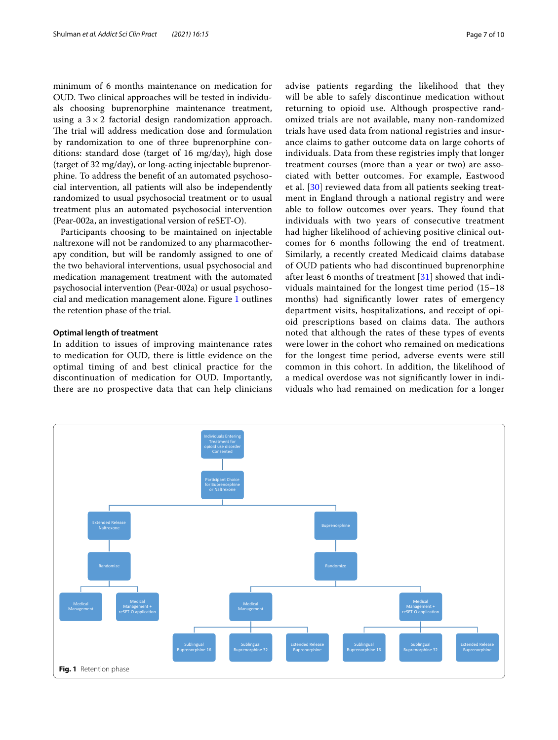minimum of 6 months maintenance on medication for OUD. Two clinical approaches will be tested in individuals choosing buprenorphine maintenance treatment, using a $3 \times 2$ factorial design randomization approach. The trial will address medication dose and formulation by randomization to one of three buprenorphine conditions: standard dose (target of 16 mg/day), high dose (target of 32 mg/day), or long-acting injectable buprenorphine. To address the benefit of an automated psychosocial intervention, all patients will also be independently randomized to usual psychosocial treatment or to usual treatment plus an automated psychosocial intervention (Pear-002a, an investigational version of reSET-O).

Participants choosing to be maintained on injectable naltrexone will not be randomized to any pharmacotherapy condition, but will be randomly assigned to one of the two behavioral interventions, usual psychosocial and medication management treatment with the automated psychosocial intervention (Pear-002a) or usual psychosocial and medication management alone. Figure 1 outlines the retention phase of the trial.

### Optimal length of treatment

In addition to issues of improving maintenance rates to medication for OUD, there is little evidence on the optimal timing of and best clinical practice for the discontinuation of medication for OUD. Importantly, there are no prospective data that can help clinicians advise patients regarding the likelihood that they will be able to safely discontinue medication without returning to opioid use. Although prospective randomized trials are not available, many non-randomized trials have used data from national registries and insurance claims to gather outcome data on large cohorts of individuals. Data from these registries imply that longer treatment courses (more than a year or two) are associated with better outcomes. For example, Eastwood et al. [30] reviewed data from all patients seeking treatment in England through a national registry and were able to follow outcomes over years. They found that individuals with two years of consecutive treatment had higher likelihood of achieving positive clinical outcomes for 6 months following the end of treatment. Similarly, a recently created Medicaid claims database of OUD patients who had discontinued buprenorphine after least 6 months of treatment [31] showed that individuals maintained for the longest time period (15–18 months) had significantly lower rates of emergency department visits, hospitalizations, and receipt of opioid prescriptions based on claims data. The authors noted that although the rates of these types of events were lower in the cohort who remained on medications for the longest time period, adverse events were still common in this cohort. In addition, the likelihood of a medical overdose was not significantly lower in individuals who had remained on medication for a longer

**Fig. 1** Retention phase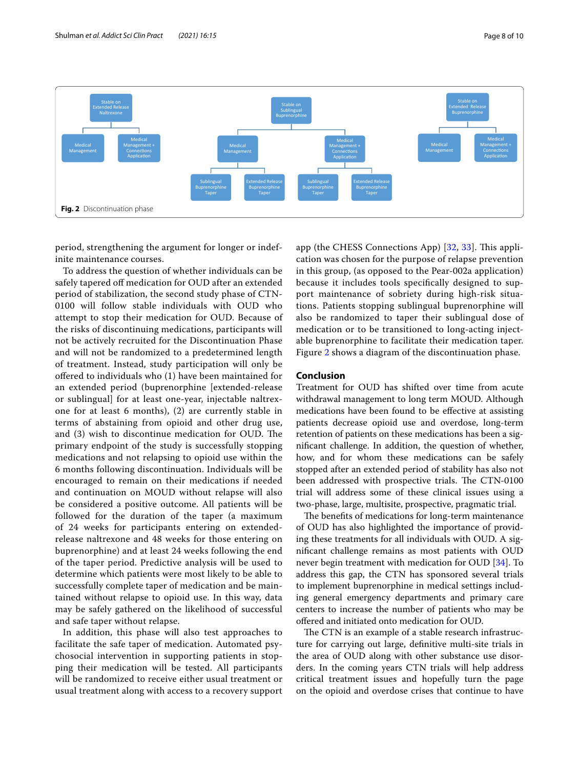**Fig. 2** Discontinuation phase

period, strengthening the argument for longer or indefinite maintenance courses.

To address the question of whether individuals can be safely tapered off medication for OUD after an extended period of stabilization, the second study phase of CTN-0100 will follow stable individuals with OUD who attempt to stop their medication for OUD. Because of the risks of discontinuing medications, participants will not be actively recruited for the Discontinuation Phase and will not be randomized to a predetermined length of treatment. Instead, study participation will only be offered to individuals who (1) have been maintained for an extended period (buprenorphine [extended-release or sublingual] for at least one-year, injectable naltrexone for at least 6 months), (2) are currently stable in terms of abstaining from opioid and other drug use, and (3) wish to discontinue medication for OUD. The primary endpoint of the study is successfully stopping medications and not relapsing to opioid use within the 6 months following discontinuation. Individuals will be encouraged to remain on their medications if needed and continuation on MOUD without relapse will also be considered a positive outcome. All patients will be followed for the duration of the taper (a maximum of 24 weeks for participants entering on extended-release naltrexone and 48 weeks for those entering on buprenorphine) and at least 24 weeks following the end of the taper period. Predictive analysis will be used to determine which patients were most likely to be able to successfully complete taper of medication and be maintained without relapse to opioid use. In this way, data may be safely gathered on the likelihood of successful and safe taper without relapse.

In addition, this phase will also test approaches to facilitate the safe taper of medication. Automated psychosocial intervention in supporting patients in stopping their medication will be tested. All participants will be randomized to receive either usual treatment or usual treatment along with access to a recovery support app (the CHESS Connections App) [32, 33]. This application was chosen for the purpose of relapse prevention in this group, (as opposed to the Pear-002a application) because it includes tools specifically designed to support maintenance of sobriety during high-risk situations. Patients stopping sublingual buprenorphine will also be randomized to taper their sublingual dose of medication or to be transitioned to long-acting injectable buprenorphine to facilitate their medication taper. Figure 2 shows a diagram of the discontinuation phase.

## Conclusion

Treatment for OUD has shifted over time from acute withdrawal management to long term MOUD. Although medications have been found to be effective at assisting patients decrease opioid use and overdose, long-term retention of patients on these medications has been a significant challenge. In addition, the question of whether, how, and for whom these medications can be safely stopped after an extended period of stability has also not been addressed with prospective trials. The CTN-0100 trial will address some of these clinical issues using a two-phase, large, multisite, prospective, pragmatic trial.

The benefits of medications for long-term maintenance of OUD has also highlighted the importance of providing these treatments for all individuals with OUD. A significant challenge remains as most patients with OUD never begin treatment with medication for OUD [34]. To address this gap, the CTN has sponsored several trials to implement buprenorphine in medical settings including general emergency departments and primary care centers to increase the number of patients who may be offered and initiated onto medication for OUD.

The CTN is an example of a stable research infrastructure for carrying out large, definitive multi-site trials in the area of OUD along with other substance use disorders. In the coming years CTN trials will help address critical treatment issues and hopefully turn the page on the opioid and overdose crises that continue to have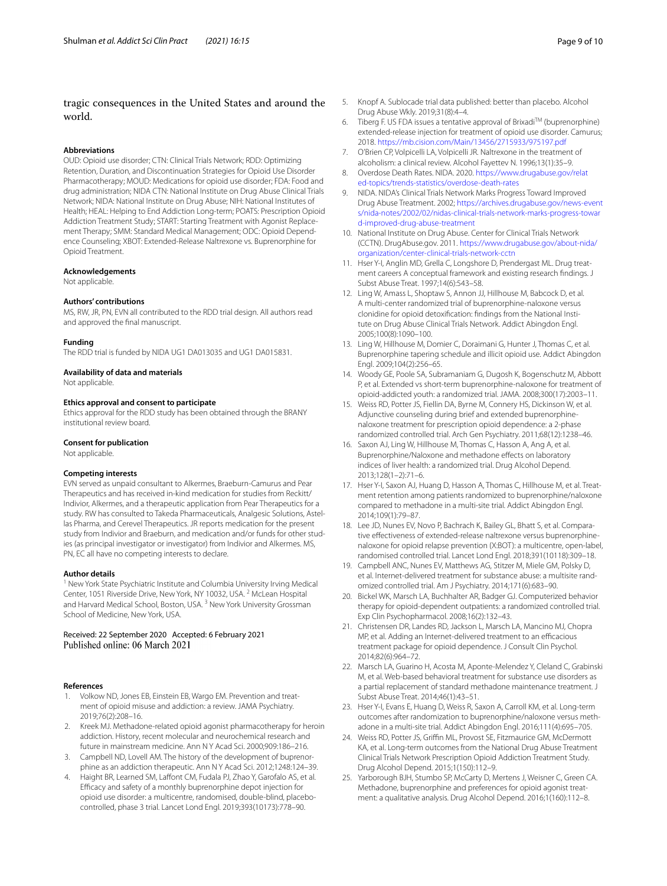tragic consequences in the United States and around the world.

### Abbreviations

OUD: Opioid use disorder; CTN: Clinical Trials Network; RDD: Optimizing Retention, Duration, and Discontinuation Strategies for Opioid Use Disorder Pharmacotherapy; MOUD: Medications for opioid use disorder; FDA: Food and drug administration; NIDA CTN: National Institute on Drug Abuse Clinical Trials Network; NIDA: National Institute on Drug Abuse; NIH: National Institutes of Health; HEAL: Helping to End Addiction Long-term; POATS: Prescription Opioid Addiction Treatment Study; START: Starting Treatment with Agonist Replacement Therapy; SMM: Standard Medical Management; ODC: Opioid Dependence Counseling; XBOT: Extended-Release Naltrexone vs. Buprenorphine for Opioid Treatment.

### Acknowledgements

Not applicable.

### Authors' contributions

MS, RW, JR, PN, EVN all contributed to the RDD trial design. All authors read and approved the final manuscript.

### Funding

The RDD trial is funded by NIDA UG1 DA013035 and UG1 DA015831.

### Availability of data and materials

Not applicable.

### Ethics approval and consent to participate

Ethics approval for the RDD study has been obtained through the BRANY institutional review board.

### Consent for publication

Not applicable.

### Competing interests

EVN served as unpaid consultant to Alkermes, Braeburn-Camurus and Pear Therapeutics and has received in-kind medication for studies from Reckitt/Indivior, Alkermes, and a therapeutic application from Pear Therapeutics for a study. RW has consulted to Takeda Pharmaceuticals, Analgesic Solutions, Astellas Pharma, and Cerevel Therapeutics. JR reports medication for the present study from Indivior and Braeburn, and medication and/or funds for other studies (as principal investigator or investigator) from Indivior and Alkermes. MS, PN, EC all have no competing interests to declare.

### Author details

[1] New York State Psychiatric Institute and Columbia University Irving Medical Center, 1051 Riverside Drive, New York, NY 10032, USA. [2] McLean Hospital and Harvard Medical School, Boston, USA. [3] New York University Grossman School of Medicine, New York, USA.

Received: 22 September 2020 Accepted: 6 February 2021
Published online: 06 March 2021

### References

1. Volkow ND, Jones EB, Einstein EB, Wargo EM. Prevention and treatment of opioid misuse and addiction: a review. JAMA Psychiatry. 2019;76(2):208–16.
2. Kreek MJ. Methadone-related opioid agonist pharmacotherapy for heroin addiction. History, recent molecular and neurochemical research and future in mainstream medicine. Ann N Y Acad Sci. 2000;909:186–216.
3. Campbell ND, Lovell AM. The history of the development of buprenorphine as an addiction therapeutic. Ann N Y Acad Sci. 2012;1248:124–39.
4. Haight BR, Learned SM, Laffont CM, Fudala PJ, Zhao Y, Garofalo AS, et al. Efficacy and safety of a monthly buprenorphine depot injection for opioid use disorder: a multicentre, randomised, double-blind, placebo-controlled, phase 3 trial. Lancet Lond Engl. 2019;393(10173):778–90.
5. Knopf A. Sublocade trial data published: better than placebo. Alcohol Drug Abuse Wkly. 2019;31(8):4–4.
6. Tiberg F. US FDA issues a tentative approval of Brixadi™ (buprenorphine) extended-release injection for treatment of opioid use disorder. Camurus; 2018. https://mb.cision.com/Main/13456/2715933/975197.pdf
7. O'Brien CP, Volpicelli LA, Volpicelli JR. Naltrexone in the treatment of alcoholism: a clinical review. Alcohol Fayettev N. 1996;13(1):35–9.
8. Overdose Death Rates. NIDA. 2020. https://www.drugabuse.gov/related-topics/trends-statistics/overdose-death-rates
9. NIDA. NIDA's Clinical Trials Network Marks Progress Toward Improved Drug Abuse Treatment. 2002; https://archives.drugabuse.gov/news-events/nida-notes/2002/02/nidas-clinical-trials-network-marks-progress-toward-improved-drug-abuse-treatment
10. National Institute on Drug Abuse. Center for Clinical Trials Network (CCTN). DrugAbuse.gov. 2011. https://www.drugabuse.gov/about-nida/organization/center-clinical-trials-network-cctn
11. Hser Y-I, Anglin MD, Grella C, Longshore D, Prendergast ML. Drug treatment careers A conceptual framework and existing research findings. J Subst Abuse Treat. 1997;14(6):543–58.
12. Ling W, Amass L, Shoptaw S, Annon JJ, Hillhouse M, Babcock D, et al. A multi-center randomized trial of buprenorphine-naloxone versus clonidine for opioid detoxification: findings from the National Institute on Drug Abuse Clinical Trials Network. Addict Abingdon Engl. 2005;100(8):1090–100.
13. Ling W, Hillhouse M, Domier C, Doraimani G, Hunter J, Thomas C, et al. Buprenorphine tapering schedule and illicit opioid use. Addict Abingdon Engl. 2009;104(2):256–65.
14. Woody GE, Poole SA, Subramaniam G, Dugosh K, Bogenschutz M, Abbott P, et al. Extended vs short-term buprenorphine-naloxone for treatment of opioid-addicted youth: a randomized trial. JAMA. 2008;300(17):2003–11.
15. Weiss RD, Potter JS, Fiellin DA, Byrne M, Connery HS, Dickinson W, et al. Adjunctive counseling during brief and extended buprenorphine-naloxone treatment for prescription opioid dependence: a 2-phase randomized controlled trial. Arch Gen Psychiatry. 2011;68(12):1238–46.
16. Saxon AJ, Ling W, Hillhouse M, Thomas C, Hasson A, Ang A, et al. Buprenorphine/Naloxone and methadone effects on laboratory indices of liver health: a randomized trial. Drug Alcohol Depend. 2013;128(1–2):71–6.
17. Hser Y-I, Saxon AJ, Huang D, Hasson A, Thomas C, Hillhouse M, et al. Treatment retention among patients randomized to buprenorphine/naloxone compared to methadone in a multi-site trial. Addict Abingdon Engl. 2014;109(1):79–87.
18. Lee JD, Nunes EV, Novo P, Bachrach K, Bailey GL, Bhatt S, et al. Comparative effectiveness of extended-release naltrexone versus buprenorphine-naloxone for opioid relapse prevention (X:BOT): a multicentre, open-label, randomised controlled trial. Lancet Lond Engl. 2018;391(10118):309–18.
19. Campbell ANC, Nunes EV, Matthews AG, Stitzer M, Miele GM, Polsky D, et al. Internet-delivered treatment for substance abuse: a multisite randomized controlled trial. Am J Psychiatry. 2014;171(6):683–90.
20. Bickel WK, Marsch LA, Buchhalter AR, Badger GJ. Computerized behavior therapy for opioid-dependent outpatients: a randomized controlled trial. Exp Clin Psychopharmacol. 2008;16(2):132–43.
21. Christensen DR, Landes RD, Jackson L, Marsch LA, Mancino MJ, Chopra MP, et al. Adding an Internet-delivered treatment to an efficacious treatment package for opioid dependence. J Consult Clin Psychol. 2014;82(6):964–72.
22. Marsch LA, Guarino H, Acosta M, Aponte-Melendez Y, Cleland C, Grabinski M, et al. Web-based behavioral treatment for substance use disorders as a partial replacement of standard methadone maintenance treatment. J Subst Abuse Treat. 2014;46(1):43–51.
23. Hser Y-I, Evans E, Huang D, Weiss R, Saxon A, Carroll KM, et al. Long-term outcomes after randomization to buprenorphine/naloxone versus methadone in a multi-site trial. Addict Abingdon Engl. 2016;111(4):695–705.
24. Weiss RD, Potter JS, Griffin ML, Provost SE, Fitzmaurice GM, McDermott KA, et al. Long-term outcomes from the National Drug Abuse Treatment Clinical Trials Network Prescription Opioid Addiction Treatment Study. Drug Alcohol Depend. 2015;1(150):112–9.
25. Yarborough BJH, Stumbo SP, McCarty D, Mertens J, Weisner C, Green CA. Methadone, buprenorphine and preferences for opioid agonist treatment: a qualitative analysis. Drug Alcohol Depend. 2016;1(160):112–8.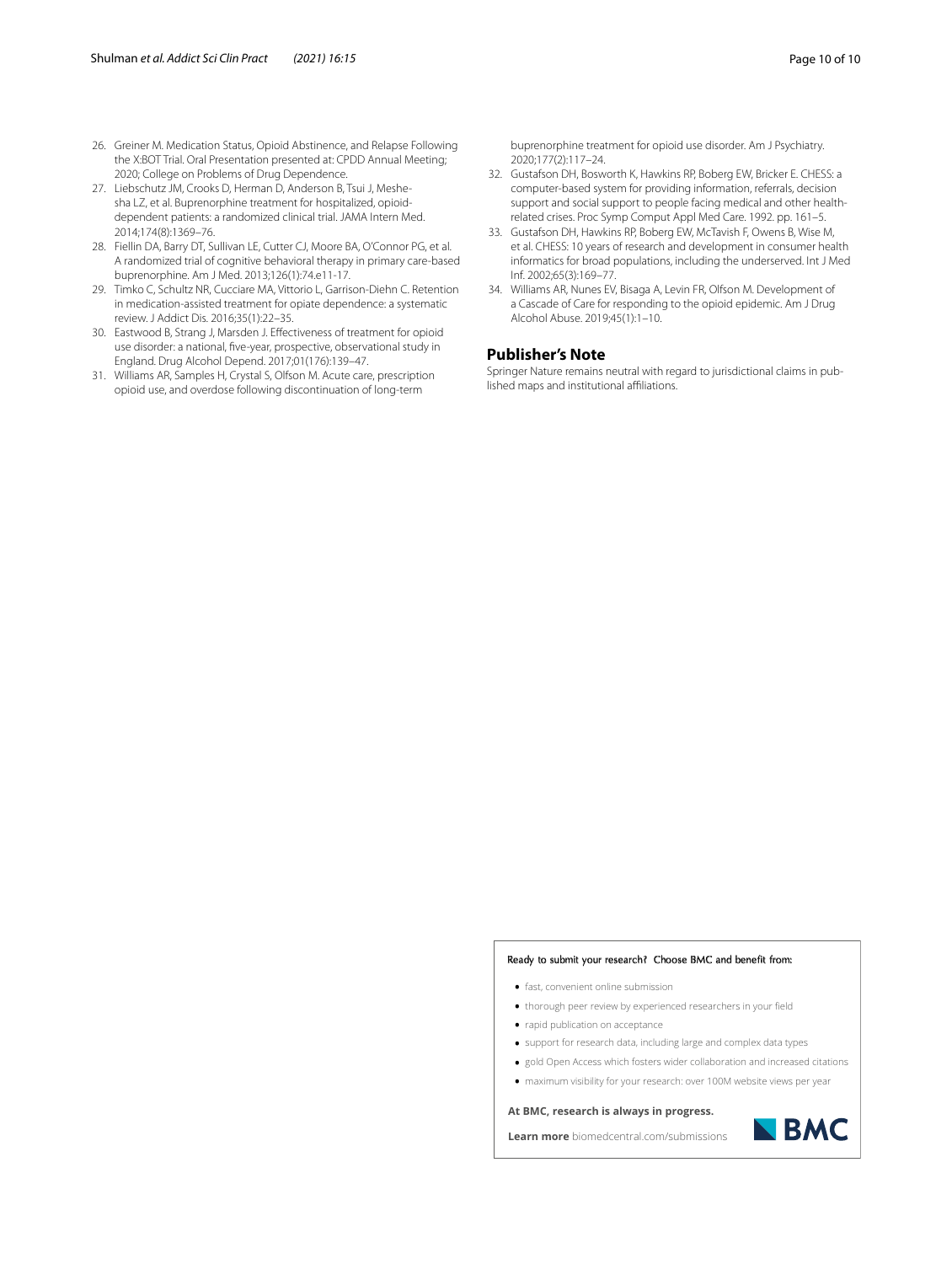26. Greiner M. Medication Status, Opioid Abstinence, and Relapse Following the X:BOT Trial. Oral Presentation presented at: CPDD Annual Meeting; 2020; College on Problems of Drug Dependence.
27. Liebschutz JM, Crooks D, Herman D, Anderson B, Tsui J, Meshesha LZ, et al. Buprenorphine treatment for hospitalized, opioid-dependent patients: a randomized clinical trial. JAMA Intern Med. 2014;174(8):1369–76.
28. Fiellin DA, Barry DT, Sullivan LE, Cutter CJ, Moore BA, O'Connor PG, et al. A randomized trial of cognitive behavioral therapy in primary care-based buprenorphine. Am J Med. 2013;126(1):74.e11-17.
29. Timko C, Schultz NR, Cucciare MA, Vittorio L, Garrison-Diehn C. Retention in medication-assisted treatment for opiate dependence: a systematic review. J Addict Dis. 2016;35(1):22–35.
30. Eastwood B, Strang J, Marsden J. Effectiveness of treatment for opioid use disorder: a national, five-year, prospective, observational study in England. Drug Alcohol Depend. 2017;01(176):139–47.
31. Williams AR, Samples H, Crystal S, Olfson M. Acute care, prescription opioid use, and overdose following discontinuation of long-term buprenorphine treatment for opioid use disorder. Am J Psychiatry. 2020;177(2):117–24.
32. Gustafson DH, Bosworth K, Hawkins RP, Boberg EW, Bricker E. CHESS: a computer-based system for providing information, referrals, decision support and social support to people facing medical and other health-related crises. Proc Symp Comput Appl Med Care. 1992. pp. 161–5.
33. Gustafson DH, Hawkins RP, Boberg EW, McTavish F, Owens B, Wise M, et al. CHESS: 10 years of research and development in consumer health informatics for broad populations, including the underserved. Int J Med Inf. 2002;65(3):169–77.
34. Williams AR, Nunes EV, Bisaga A, Levin FR, Olfson M. Development of a Cascade of Care for responding to the opioid epidemic. Am J Drug Alcohol Abuse. 2019;45(1):1–10.

## Publisher's Note

Springer Nature remains neutral with regard to jurisdictional claims in published maps and institutional affiliations.

Ready to submit your research? Choose BMC and benefit from:

- fast, convenient online submission
- thorough peer review by experienced researchers in your field
- rapid publication on acceptance
- support for research data, including large and complex data types
- gold Open Access which fosters wider collaboration and increased citations
- maximum visibility for your research: over 100M website views per year

**At BMC, research is always in progress.**

**Learn more** biomedcentral.com/submissions

BMC